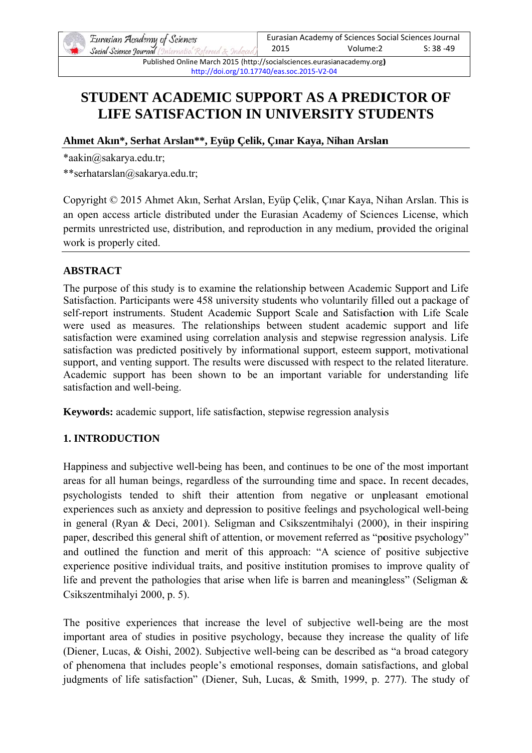# STUDENT ACADEMIC SUPPORT AS A PREDICTOR OF LIFE SATISFACTION IN UNIVERSITY STUDENTS

**Ahmet Akın*, Serhat Arslan**, Eyüp Çelik, Çınar Kaya, Nihan Arslan**

*aakin@sakarya.edu.tr;

**serhatarslan@sakarya.edu.tr;

Copyright © 2015 Ahmet Akın, Serhat Arslan, Eyüp Çelik, Çınar Kaya, Nihan Arslan. This is an open access article distributed under the Eurasian Academy of Sciences License, which permits unrestricted use, distribution, and reproduction in any medium, provided the original work is properly cited.

## ABSTRACT

The purpose of this study is to examine the relationship between Academic Support and Life Satisfaction. Participants were 458 university students who voluntarily filled out a package of self-report instruments. Student Academic Support Scale and Satisfaction with Life Scale were used as measures. The relationships between student academic support and life satisfaction were examined using correlation analysis and stepwise regression analysis. Life satisfaction was predicted positively by informational support, esteem support, motivational support, and venting support. The results were discussed with respect to the related literature. Academic support has been shown to be an important variable for understanding life satisfaction and well-being.

**Keywords:** academic support, life satisfaction, stepwise regression analysis

## 1. INTRODUCTION

Happiness and subjective well-being has been, and continues to be one of the most important areas for all human beings, regardless of the surrounding time and space. In recent decades, psychologists tended to shift their attention from negative or unpleasant emotional experiences such as anxiety and depression to positive feelings and psychological well-being in general (Ryan & Deci, 2001). Seligman and Csikszentmihalyi (2000), in their inspiring paper, described this general shift of attention, or movement referred as "positive psychology" and outlined the function and merit of this approach: "A science of positive subjective experience positive individual traits, and positive institution promises to improve quality of life and prevent the pathologies that arise when life is barren and meaningless" (Seligman & Csikszentmihalyi 2000, p. 5).

The positive experiences that increase the level of subjective well-being are the most important area of studies in positive psychology, because they increase the quality of life (Diener, Lucas, & Oishi, 2002). Subjective well-being can be described as "a broad category of phenomena that includes people's emotional responses, domain satisfactions, and global judgments of life satisfaction" (Diener, Suh, Lucas, & Smith, 1999, p. 277). The study of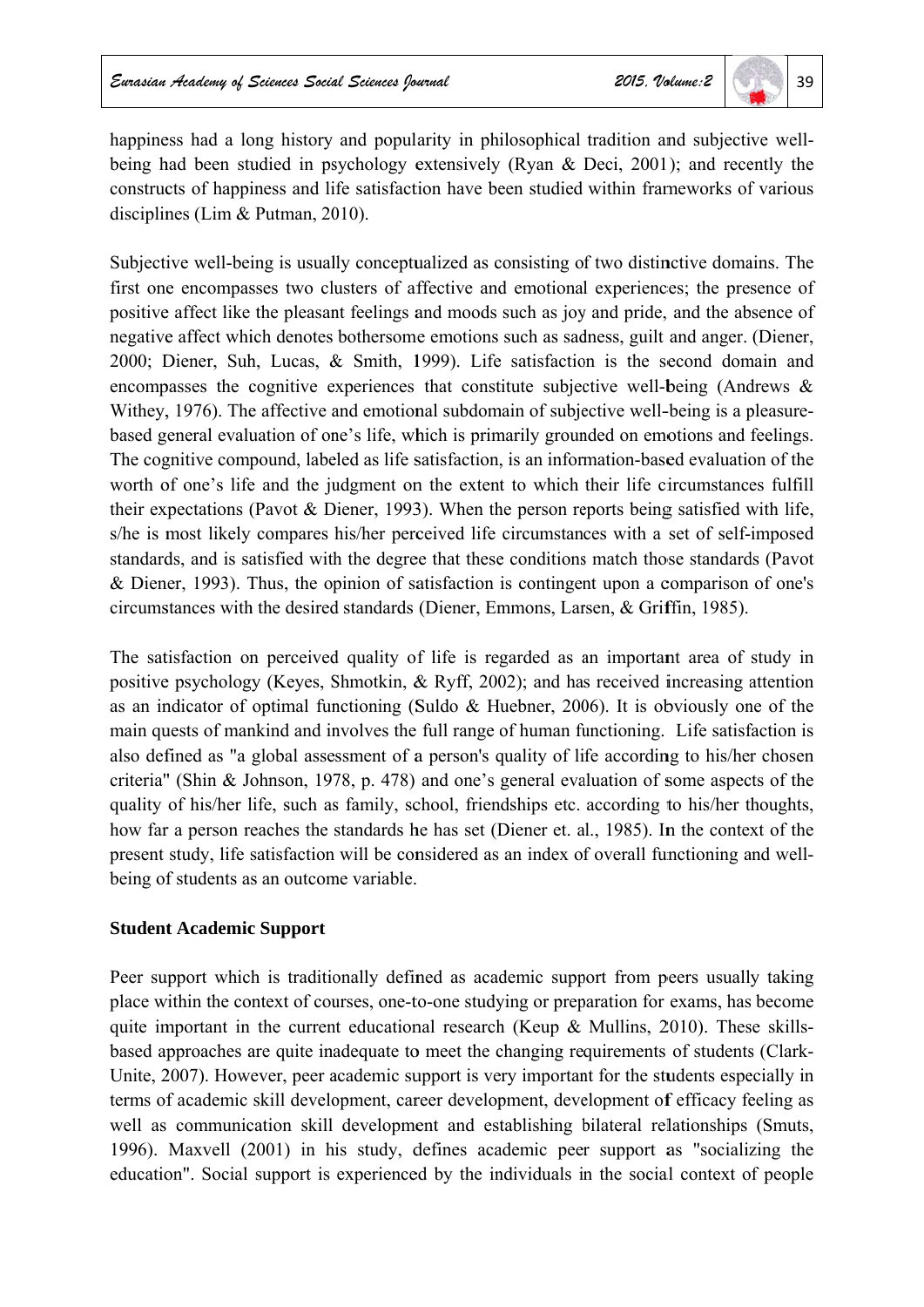happiness had a long history and popularity in philosophical tradition and subjective well-being had been studied in psychology extensively (Ryan & Deci, 2001); and recently the constructs of happiness and life satisfaction have been studied within frameworks of various disciplines (Lim & Putman, 2010).

Subjective well-being is usually conceptualized as consisting of two distinctive domains. The first one encompasses two clusters of affective and emotional experiences; the presence of positive affect like the pleasant feelings and moods such as joy and pride, and the absence of negative affect which denotes bothersome emotions such as sadness, guilt and anger. (Diener, 2000; Diener, Suh, Lucas, & Smith, 1999). Life satisfaction is the second domain and encompasses the cognitive experiences that constitute subjective well-being (Andrews & Withey, 1976). The affective and emotional subdomain of subjective well-being is a pleasure-based general evaluation of one's life, which is primarily grounded on emotions and feelings. The cognitive compound, labeled as life satisfaction, is an information-based evaluation of the worth of one's life and the judgment on the extent to which their life circumstances fulfill their expectations (Pavot & Diener, 1993). When the person reports being satisfied with life, s/he is most likely compares his/her perceived life circumstances with a set of self-imposed standards, and is satisfied with the degree that these conditions match those standards (Pavot & Diener, 1993). Thus, the opinion of satisfaction is contingent upon a comparison of one's circumstances with the desired standards (Diener, Emmons, Larsen, & Griffin, 1985).

The satisfaction on perceived quality of life is regarded as an important area of study in positive psychology (Keyes, Shmotkin, & Ryff, 2002); and has received increasing attention as an indicator of optimal functioning (Suldo & Huebner, 2006). It is obviously one of the main quests of mankind and involves the full range of human functioning. Life satisfaction is also defined as "a global assessment of a person's quality of life according to his/her chosen criteria" (Shin & Johnson, 1978, p. 478) and one's general evaluation of some aspects of the quality of his/her life, such as family, school, friendships etc. according to his/her thoughts, how far a person reaches the standards he has set (Diener et. al., 1985). In the context of the present study, life satisfaction will be considered as an index of overall functioning and well-being of students as an outcome variable.

**Student Academic Support**

Peer support which is traditionally defined as academic support from peers usually taking place within the context of courses, one-to-one studying or preparation for exams, has become quite important in the current educational research (Keup & Mullins, 2010). These skills-based approaches are quite inadequate to meet the changing requirements of students (Clark-Unite, 2007). However, peer academic support is very important for the students especially in terms of academic skill development, career development, development of efficacy feeling as well as communication skill development and establishing bilateral relationships (Smuts, 1996). Maxvell (2001) in his study, defines academic peer support as "socializing the education". Social support is experienced by the individuals in the social context of people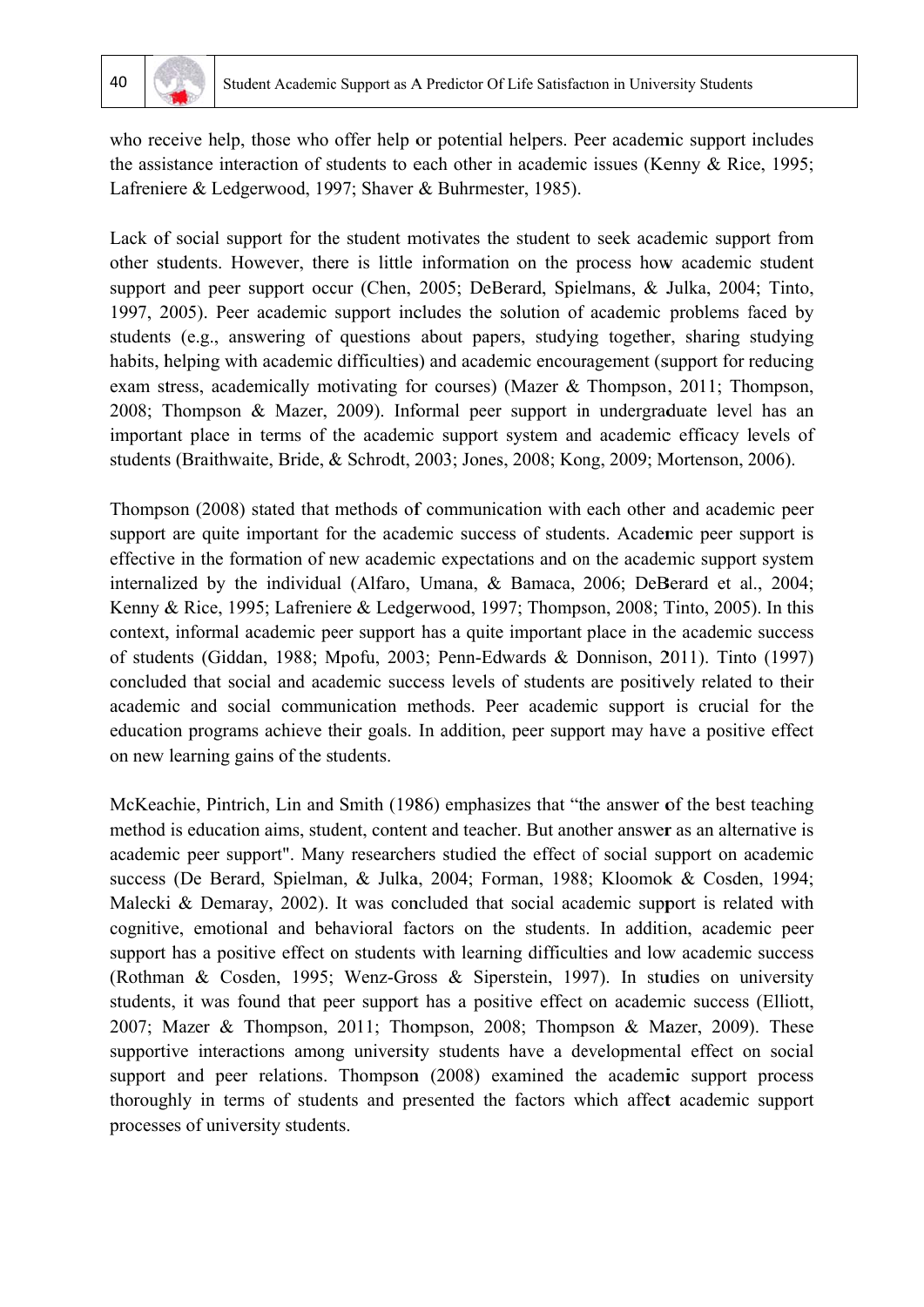who receive help, those who offer help or potential helpers. Peer academic support includes the assistance interaction of students to each other in academic issues (Kenny & Rice, 1995; Lafreniere & Ledgerwood, 1997; Shaver & Buhrmester, 1985).

Lack of social support for the student motivates the student to seek academic support from other students. However, there is little information on the process how academic student support and peer support occur (Chen, 2005; DeBerard, Spielmans, & Julka, 2004; Tinto, 1997, 2005). Peer academic support includes the solution of academic problems faced by students (e.g., answering of questions about papers, studying together, sharing studying habits, helping with academic difficulties) and academic encouragement (support for reducing exam stress, academically motivating for courses) (Mazer & Thompson, 2011; Thompson, 2008; Thompson & Mazer, 2009). Informal peer support in undergraduate level has an important place in terms of the academic support system and academic efficacy levels of students (Braithwaite, Bride, & Schrodt, 2003; Jones, 2008; Kong, 2009; Mortenson, 2006).

Thompson (2008) stated that methods of communication with each other and academic peer support are quite important for the academic success of students. Academic peer support is effective in the formation of new academic expectations and on the academic support system internalized by the individual (Alfaro, Umana, & Bamaca, 2006; DeBerard et al., 2004; Kenny & Rice, 1995; Lafreniere & Ledgerwood, 1997; Thompson, 2008; Tinto, 2005). In this context, informal academic peer support has a quite important place in the academic success of students (Giddan, 1988; Mpofu, 2003; Penn-Edwards & Donnison, 2011). Tinto (1997) concluded that social and academic success levels of students are positively related to their academic and social communication methods. Peer academic support is crucial for the education programs achieve their goals. In addition, peer support may have a positive effect on new learning gains of the students.

McKeachie, Pintrich, Lin and Smith (1986) emphasizes that "the answer of the best teaching method is education aims, student, content and teacher. But another answer as an alternative is academic peer support". Many researchers studied the effect of social support on academic success (De Berard, Spielman, & Julka, 2004; Forman, 1988; Kloomok & Cosden, 1994; Malecki & Demaray, 2002). It was concluded that social academic support is related with cognitive, emotional and behavioral factors on the students. In addition, academic peer support has a positive effect on students with learning difficulties and low academic success (Rothman & Cosden, 1995; Wenz-Gross & Siperstein, 1997). In studies on university students, it was found that peer support has a positive effect on academic success (Elliott, 2007; Mazer & Thompson, 2011; Thompson, 2008; Thompson & Mazer, 2009). These supportive interactions among university students have a developmental effect on social support and peer relations. Thompson (2008) examined the academic support process thoroughly in terms of students and presented the factors which affect academic support processes of university students.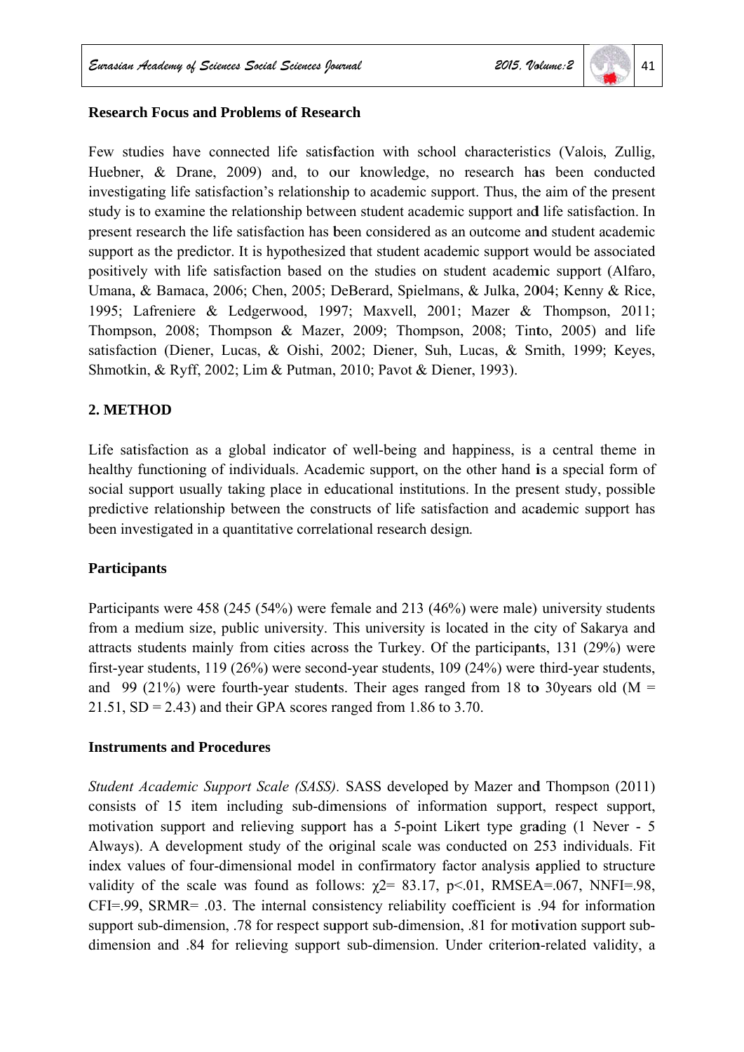### Research Focus and Problems of Research

Few studies have connected life satisfaction with school characteristics (Valois, Zullig, Huebner, & Drane, 2009) and, to our knowledge, no research has been conducted investigating life satisfaction's relationship to academic support. Thus, the aim of the present study is to examine the relationship between student academic support and life satisfaction. In present research the life satisfaction has been considered as an outcome and student academic support as the predictor. It is hypothesized that student academic support would be associated positively with life satisfaction based on the studies on student academic support (Alfaro, Umana, & Bamaca, 2006; Chen, 2005; DeBerard, Spielmans, & Julka, 2004; Kenny & Rice, 1995; Lafreniere & Ledgerwood, 1997; Maxvell, 2001; Mazer & Thompson, 2011; Thompson, 2008; Thompson & Mazer, 2009; Thompson, 2008; Tinto, 2005) and life satisfaction (Diener, Lucas, & Oishi, 2002; Diener, Suh, Lucas, & Smith, 1999; Keyes, Shmotkin, & Ryff, 2002; Lim & Putman, 2010; Pavot & Diener, 1993).

## 2. METHOD

Life satisfaction as a global indicator of well-being and happiness, is a central theme in healthy functioning of individuals. Academic support, on the other hand is a special form of social support usually taking place in educational institutions. In the present study, possible predictive relationship between the constructs of life satisfaction and academic support has been investigated in a quantitative correlational research design.

### Participants

Participants were 458 (245 (54%) were female and 213 (46%) were male) university students from a medium size, public university. This university is located in the city of Sakarya and attracts students mainly from cities across the Turkey. Of the participants, 131 (29%) were first-year students, 119 (26%) were second-year students, 109 (24%) were third-year students, and 99 (21%) were fourth-year students. Their ages ranged from 18 to 30years old ($M$ = 21.51, $SD$ = 2.43) and their GPA scores ranged from 1.86 to 3.70.

### Instruments and Procedures

*Student Academic Support Scale (SASS).* SASS developed by Mazer and Thompson (2011) consists of 15 item including sub-dimensions of information support, respect support, motivation support and relieving support has a 5-point Likert type grading (1 Never - 5 Always). A development study of the original scale was conducted on 253 individuals. Fit index values of four-dimensional model in confirmatory factor analysis applied to structure validity of the scale was found as follows: $\chi^2$= 83.17, $p$<.01, RMSEA=.067, NNFI=.98, CFI=.99, SRMR= .03. The internal consistency reliability coefficient is .94 for information support sub-dimension, .78 for respect support sub-dimension, .81 for motivation support sub-dimension and .84 for relieving support sub-dimension. Under criterion-related validity, a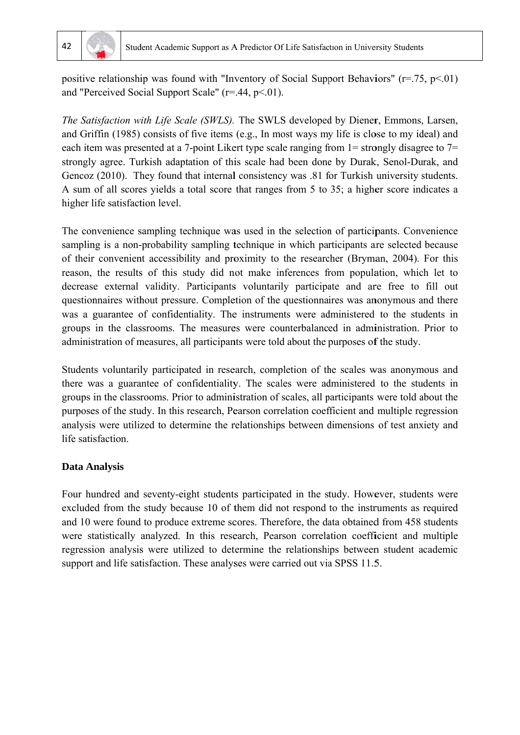positive relationship was found with "Inventory of Social Support Behaviors" ($r=.75$, $p<.01$) and "Perceived Social Support Scale" ($r=.44$, $p<.01$).

*The Satisfaction with Life Scale (SWLS).* The SWLS developed by Diener, Emmons, Larsen, and Griffin (1985) consists of five items (e.g., In most ways my life is close to my ideal) and each item was presented at a 7-point Likert type scale ranging from 1= strongly disagree to 7= strongly agree. Turkish adaptation of this scale had been done by Durak, Senol-Durak, and Gencoz (2010). They found that internal consistency was .81 for Turkish university students. A sum of all scores yields a total score that ranges from 5 to 35; a higher score indicates a higher life satisfaction level.

The convenience sampling technique was used in the selection of participants. Convenience sampling is a non-probability sampling technique in which participants are selected because of their convenient accessibility and proximity to the researcher (Bryman, 2004). For this reason, the results of this study did not make inferences from population, which let to decrease external validity. Participants voluntarily participate and are free to fill out questionnaires without pressure. Completion of the questionnaires was anonymous and there was a guarantee of confidentiality. The instruments were administered to the students in groups in the classrooms. The measures were counterbalanced in administration. Prior to administration of measures, all participants were told about the purposes of the study.

Students voluntarily participated in research, completion of the scales was anonymous and there was a guarantee of confidentiality. The scales were administered to the students in groups in the classrooms. Prior to administration of scales, all participants were told about the purposes of the study. In this research, Pearson correlation coefficient and multiple regression analysis were utilized to determine the relationships between dimensions of test anxiety and life satisfaction.

**Data Analysis**

Four hundred and seventy-eight students participated in the study. However, students were excluded from the study because 10 of them did not respond to the instruments as required and 10 were found to produce extreme scores. Therefore, the data obtained from 458 students were statistically analyzed. In this research, Pearson correlation coefficient and multiple regression analysis were utilized to determine the relationships between student academic support and life satisfaction. These analyses were carried out via SPSS 11.5.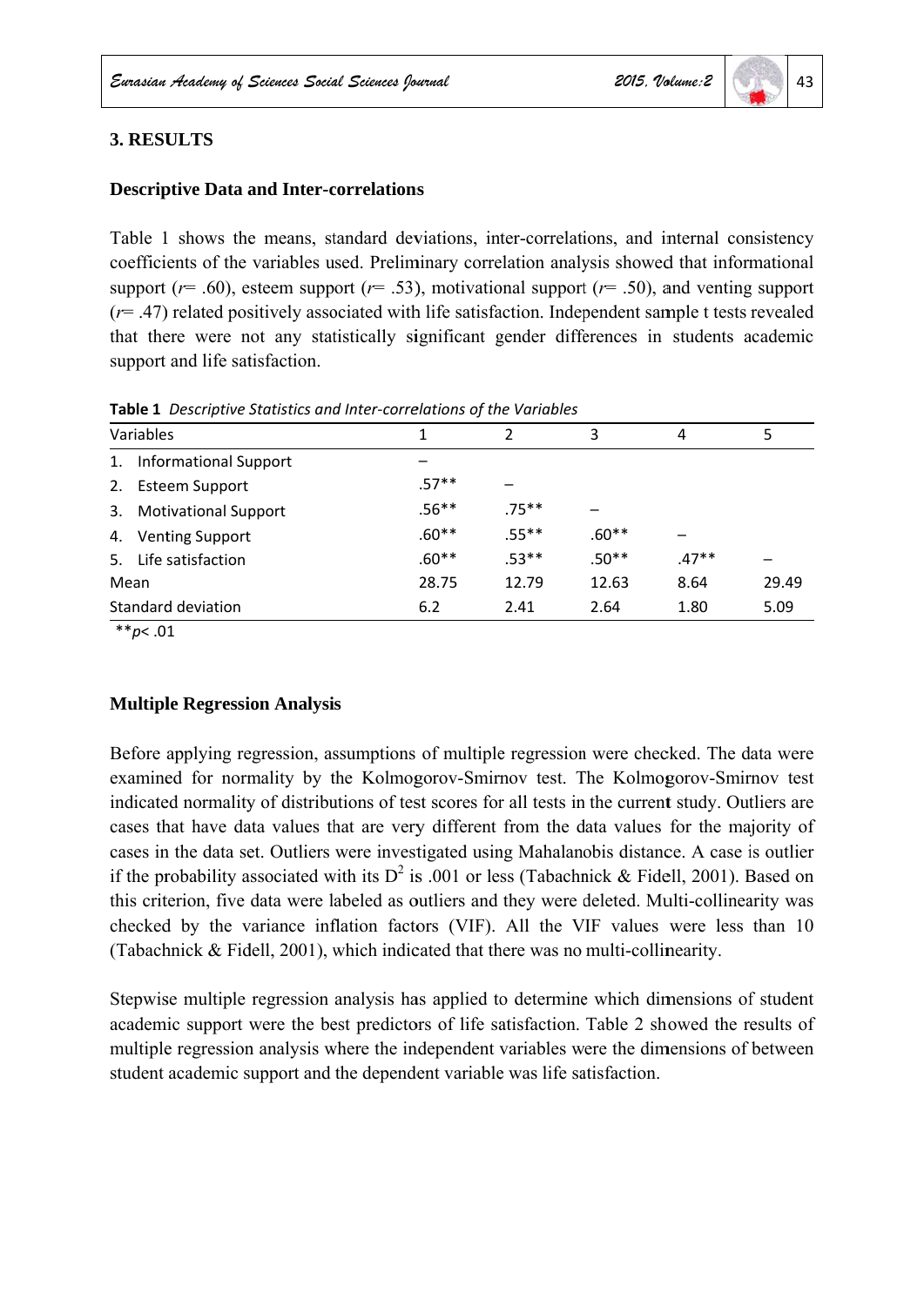## 3. RESULTS

### Descriptive Data and Inter-correlations

Table 1 shows the means, standard deviations, inter-correlations, and internal consistency coefficients of the variables used. Preliminary correlation analysis showed that informational support ($r$= .60), esteem support ($r$= .53), motivational support ($r$= .50), and venting support ($r$= .47) related positively associated with life satisfaction. Independent sample t tests revealed that there were not any statistically significant gender differences in students academic support and life satisfaction.

**Table 1** *Descriptive Statistics and Inter-correlations of the Variables*

| Variables | 1 | 2 | 3 | 4 | 5 |
|---|---|---|---|---|---|
| 1. Informational Support | – | | | | |
| 2. Esteem Support | .57** | – | | | |
| 3. Motivational Support | .56** | .75** | – | | |
| 4. Venting Support | .60** | .55** | .60** | – | |
| 5. Life satisfaction | .60** | .53** | .50** | .47** | – |
| Mean | 28.75 | 12.79 | 12.63 | 8.64 | 29.49 |
| Standard deviation | 6.2 | 2.41 | 2.64 | 1.80 | 5.09 |

**$p$< .01

### Multiple Regression Analysis

Before applying regression, assumptions of multiple regression were checked. The data were examined for normality by the Kolmogorov-Smirnov test. The Kolmogorov-Smirnov test indicated normality of distributions of test scores for all tests in the current study. Outliers are cases that have data values that are very different from the data values for the majority of cases in the data set. Outliers were investigated using Mahalanobis distance. A case is outlier if the probability associated with its $D^2$ is .001 or less (Tabachnick & Fidell, 2001). Based on this criterion, five data were labeled as outliers and they were deleted. Multi-collinearity was checked by the variance inflation factors (VIF). All the VIF values were less than 10 (Tabachnick & Fidell, 2001), which indicated that there was no multi-collinearity.

Stepwise multiple regression analysis has applied to determine which dimensions of student academic support were the best predictors of life satisfaction. Table 2 showed the results of multiple regression analysis where the independent variables were the dimensions of between student academic support and the dependent variable was life satisfaction.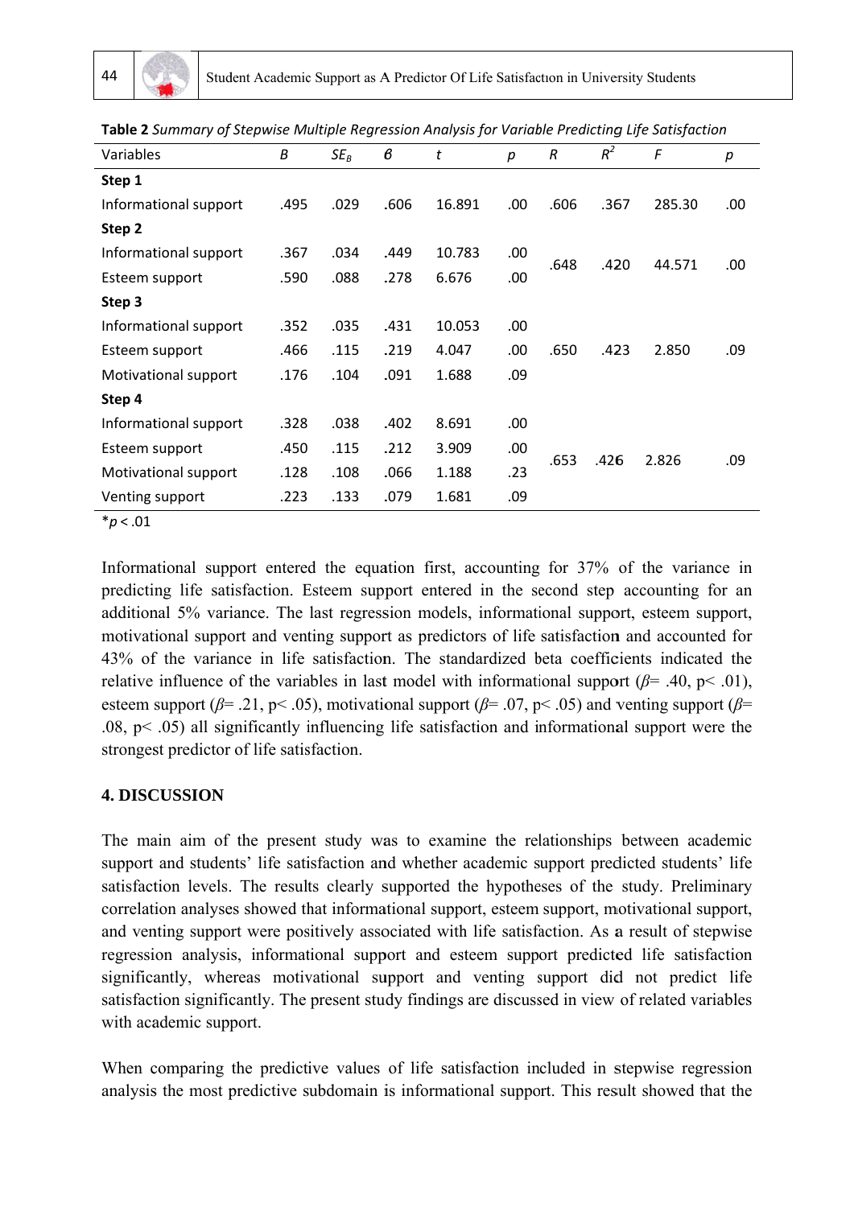**Table 2** *Summary of Stepwise Multiple Regression Analysis for Variable Predicting Life Satisfaction*

| Variables | $B$ | $SE_B$ | $\beta$ | $t$ | $p$ | $R$ | $R^2$ | $F$ | $p$ |
|---|---|---|---|---|---|---|---|---|---|
| **Step 1** | | | | | | | | | |
| Informational support | .495 | .029 | .606 | 16.891 | .00 | .606 | .367 | 285.30 | .00 |
| **Step 2** | | | | | | | | | |
| Informational support | .367 | .034 | .449 | 10.783 | .00 | .648 | .420 | 44.571 | .00 |
| Esteem support | .590 | .088 | .278 | 6.676 | .00 | | | | |
| **Step 3** | | | | | | | | | |
| Informational support | .352 | .035 | .431 | 10.053 | .00 | .650 | .423 | 2.850 | .09 |
| Esteem support | .466 | .115 | .219 | 4.047 | .00 | | | | |
| Motivational support | .176 | .104 | .091 | 1.688 | .09 | | | | |
| **Step 4** | | | | | | | | | |
| Informational support | .328 | .038 | .402 | 8.691 | .00 | .653 | .426 | 2.826 | .09 |
| Esteem support | .450 | .115 | .212 | 3.909 | .00 | | | | |
| Motivational support | .128 | .108 | .066 | 1.188 | .23 | | | | |
| Venting support | .223 | .133 | .079 | 1.681 | .09 | | | | |

*$p < .01$

Informational support entered the equation first, accounting for 37% of the variance in predicting life satisfaction. Esteem support entered in the second step accounting for an additional 5% variance. The last regression models, informational support, esteem support, motivational support and venting support as predictors of life satisfaction and accounted for 43% of the variance in life satisfaction. The standardized beta coefficients indicated the relative influence of the variables in last model with informational support ($\beta$= .40, p< .01), esteem support ($\beta$= .21, p< .05), motivational support ($\beta$= .07, p< .05) and venting support ($\beta$= .08, p< .05) all significantly influencing life satisfaction and informational support were the strongest predictor of life satisfaction.

## 4. DISCUSSION

The main aim of the present study was to examine the relationships between academic support and students' life satisfaction and whether academic support predicted students' life satisfaction levels. The results clearly supported the hypotheses of the study. Preliminary correlation analyses showed that informational support, esteem support, motivational support, and venting support were positively associated with life satisfaction. As a result of stepwise regression analysis, informational support and esteem support predicted life satisfaction significantly, whereas motivational support and venting support did not predict life satisfaction significantly. The present study findings are discussed in view of related variables with academic support.

When comparing the predictive values of life satisfaction included in stepwise regression analysis the most predictive subdomain is informational support. This result showed that the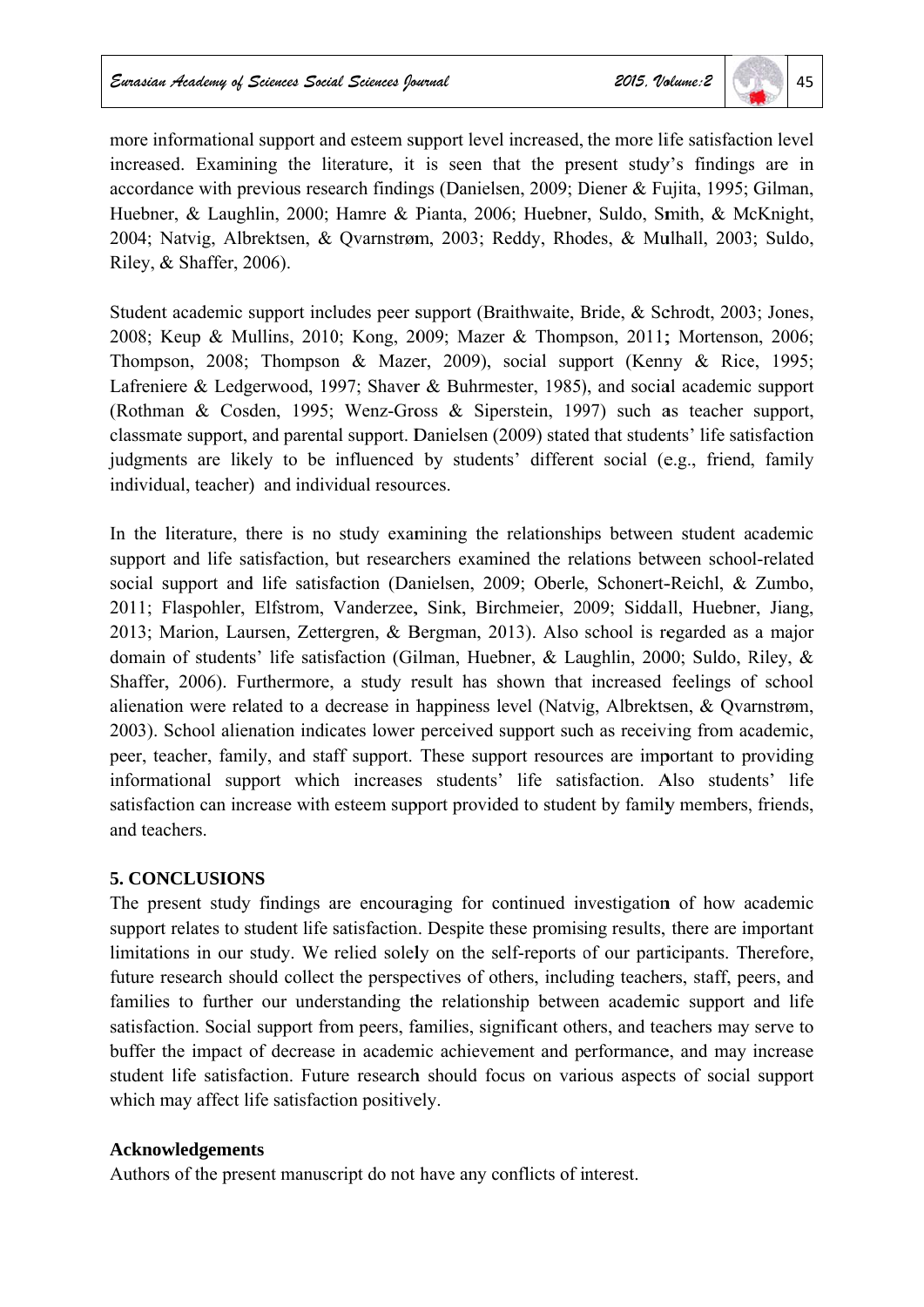more informational support and esteem support level increased, the more life satisfaction level increased. Examining the literature, it is seen that the present study's findings are in accordance with previous research findings (Danielsen, 2009; Diener & Fujita, 1995; Gilman, Huebner, & Laughlin, 2000; Hamre & Pianta, 2006; Huebner, Suldo, Smith, & McKnight, 2004; Natvig, Albrektsen, & Qvarnstrøm, 2003; Reddy, Rhodes, & Mulhall, 2003; Suldo, Riley, & Shaffer, 2006).

Student academic support includes peer support (Braithwaite, Bride, & Schrodt, 2003; Jones, 2008; Keup & Mullins, 2010; Kong, 2009; Mazer & Thompson, 2011; Mortenson, 2006; Thompson, 2008; Thompson & Mazer, 2009), social support (Kenny & Rice, 1995; Lafreniere & Ledgerwood, 1997; Shaver & Buhrmester, 1985), and social academic support (Rothman & Cosden, 1995; Wenz-Gross & Siperstein, 1997) such as teacher support, classmate support, and parental support. Danielsen (2009) stated that students' life satisfaction judgments are likely to be influenced by students' different social (e.g., friend, family individual, teacher) and individual resources.

In the literature, there is no study examining the relationships between student academic support and life satisfaction, but researchers examined the relations between school-related social support and life satisfaction (Danielsen, 2009; Oberle, Schonert-Reichl, & Zumbo, 2011; Flaspohler, Elfstrom, Vanderzee, Sink, Birchmeier, 2009; Siddall, Huebner, Jiang, 2013; Marion, Laursen, Zettergren, & Bergman, 2013). Also school is regarded as a major domain of students' life satisfaction (Gilman, Huebner, & Laughlin, 2000; Suldo, Riley, & Shaffer, 2006). Furthermore, a study result has shown that increased feelings of school alienation were related to a decrease in happiness level (Natvig, Albrektsen, & Qvarnstrøm, 2003). School alienation indicates lower perceived support such as receiving from academic, peer, teacher, family, and staff support. These support resources are important to providing informational support which increases students' life satisfaction. Also students' life satisfaction can increase with esteem support provided to student by family members, friends, and teachers.

## 5. CONCLUSIONS

The present study findings are encouraging for continued investigation of how academic support relates to student life satisfaction. Despite these promising results, there are important limitations in our study. We relied solely on the self-reports of our participants. Therefore, future research should collect the perspectives of others, including teachers, staff, peers, and families to further our understanding the relationship between academic support and life satisfaction. Social support from peers, families, significant others, and teachers may serve to buffer the impact of decrease in academic achievement and performance, and may increase student life satisfaction. Future research should focus on various aspects of social support which may affect life satisfaction positively.

## Acknowledgements

Authors of the present manuscript do not have any conflicts of interest.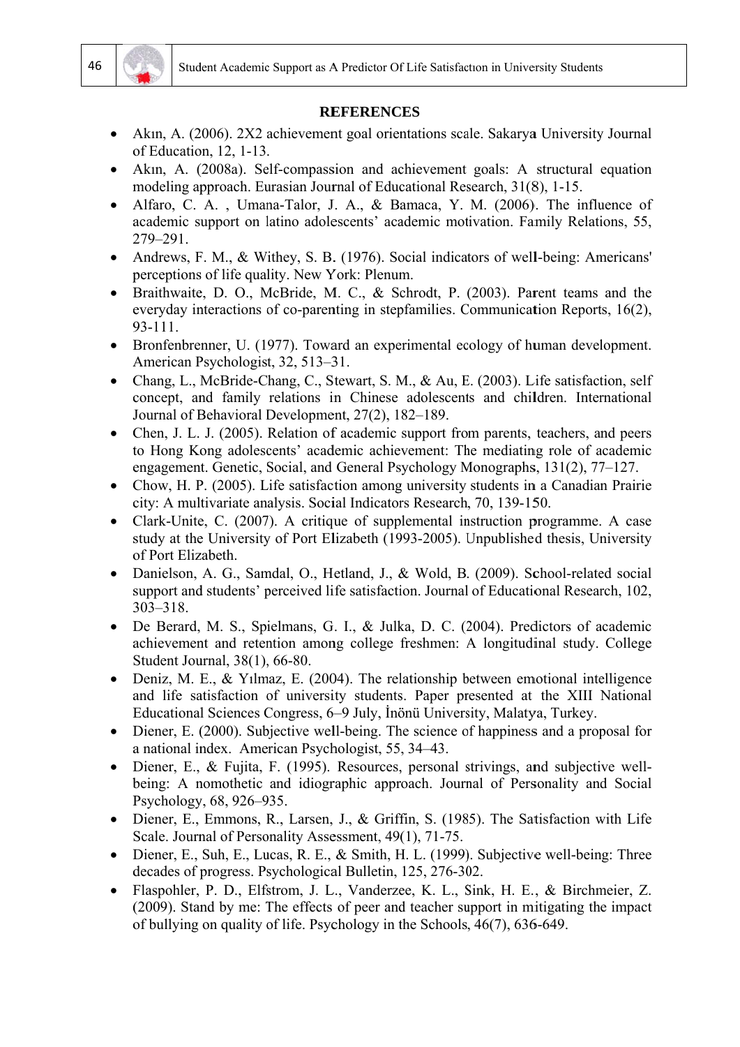## REFERENCES

- Akın, A. (2006). 2X2 achievement goal orientations scale. Sakarya University Journal of Education, 12, 1-13.
- Akın, A. (2008a). Self-compassion and achievement goals: A structural equation modeling approach. Eurasian Journal of Educational Research, 31(8), 1-15.
- Alfaro, C. A. , Umana-Talor, J. A., & Bamaca, Y. M. (2006). The influence of academic support on latino adolescents' academic motivation. Family Relations, 55, 279–291.
- Andrews, F. M., & Withey, S. B. (1976). Social indicators of well-being: Americans' perceptions of life quality. New York: Plenum.
- Braithwaite, D. O., McBride, M. C., & Schrodt, P. (2003). Parent teams and the everyday interactions of co-parenting in stepfamilies. Communication Reports, 16(2), 93-111.
- Bronfenbrenner, U. (1977). Toward an experimental ecology of human development. American Psychologist, 32, 513–31.
- Chang, L., McBride-Chang, C., Stewart, S. M., & Au, E. (2003). Life satisfaction, self concept, and family relations in Chinese adolescents and children. International Journal of Behavioral Development, 27(2), 182–189.
- Chen, J. L. J. (2005). Relation of academic support from parents, teachers, and peers to Hong Kong adolescents' academic achievement: The mediating role of academic engagement. Genetic, Social, and General Psychology Monographs, 131(2), 77–127.
- Chow, H. P. (2005). Life satisfaction among university students in a Canadian Prairie city: A multivariate analysis. Social Indicators Research, 70, 139-150.
- Clark-Unite, C. (2007). A critique of supplemental instruction programme. A case study at the University of Port Elizabeth (1993-2005). Unpublished thesis, University of Port Elizabeth.
- Danielson, A. G., Samdal, O., Hetland, J., & Wold, B. (2009). School-related social support and students' perceived life satisfaction. Journal of Educational Research, 102, 303–318.
- De Berard, M. S., Spielmans, G. I., & Julka, D. C. (2004). Predictors of academic achievement and retention among college freshmen: A longitudinal study. College Student Journal, 38(1), 66-80.
- Deniz, M. E., & Yılmaz, E. (2004). The relationship between emotional intelligence and life satisfaction of university students. Paper presented at the XIII National Educational Sciences Congress, 6–9 July, İnönü University, Malatya, Turkey.
- Diener, E. (2000). Subjective well-being. The science of happiness and a proposal for a national index. American Psychologist, 55, 34–43.
- Diener, E., & Fujita, F. (1995). Resources, personal strivings, and subjective well-being: A nomothetic and idiographic approach. Journal of Personality and Social Psychology, 68, 926–935.
- Diener, E., Emmons, R., Larsen, J., & Griffin, S. (1985). The Satisfaction with Life Scale. Journal of Personality Assessment, 49(1), 71-75.
- Diener, E., Suh, E., Lucas, R. E., & Smith, H. L. (1999). Subjective well-being: Three decades of progress. Psychological Bulletin, 125, 276-302.
- Flaspohler, P. D., Elfstrom, J. L., Vanderzee, K. L., Sink, H. E., & Birchmeier, Z. (2009). Stand by me: The effects of peer and teacher support in mitigating the impact of bullying on quality of life. Psychology in the Schools, 46(7), 636-649.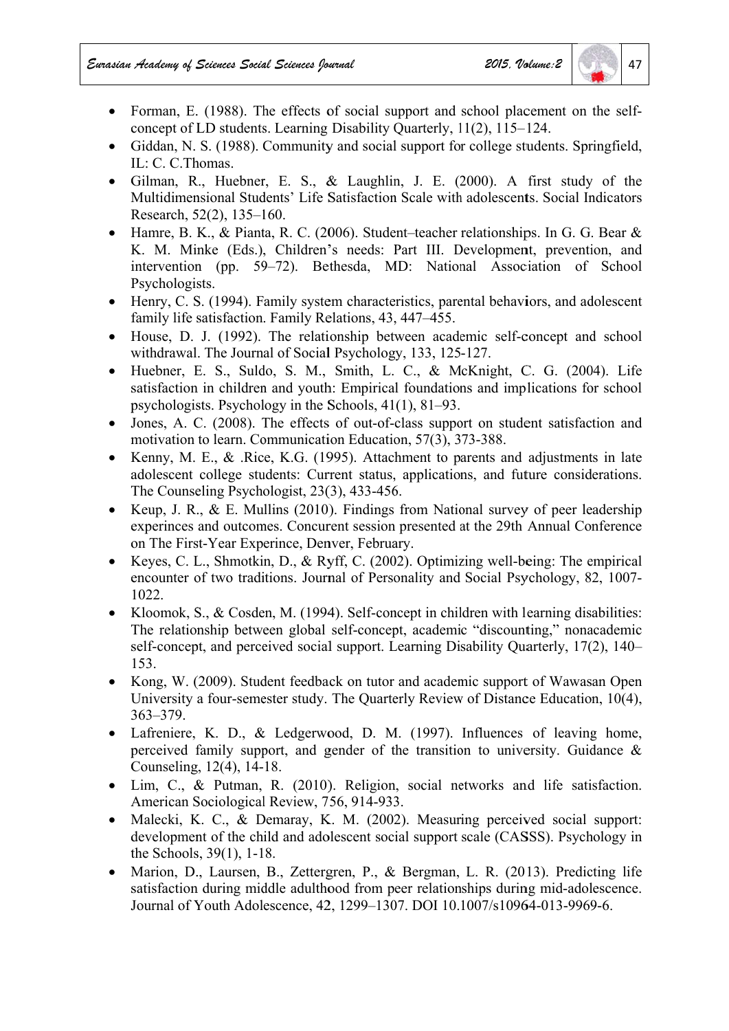- Forman, E. (1988). The effects of social support and school placement on the self-concept of LD students. Learning Disability Quarterly, 11(2), 115–124.
- Giddan, N. S. (1988). Community and social support for college students. Springfield, IL: C. C.Thomas.
- Gilman, R., Huebner, E. S., & Laughlin, J. E. (2000). A first study of the Multidimensional Students' Life Satisfaction Scale with adolescents. Social Indicators Research, 52(2), 135–160.
- Hamre, B. K., & Pianta, R. C. (2006). Student–teacher relationships. In G. G. Bear & K. M. Minke (Eds.), Children's needs: Part III. Development, prevention, and intervention (pp. 59–72). Bethesda, MD: National Association of School Psychologists.
- Henry, C. S. (1994). Family system characteristics, parental behaviors, and adolescent family life satisfaction. Family Relations, 43, 447–455.
- House, D. J. (1992). The relationship between academic self-concept and school withdrawal. The Journal of Social Psychology, 133, 125-127.
- Huebner, E. S., Suldo, S. M., Smith, L. C., & McKnight, C. G. (2004). Life satisfaction in children and youth: Empirical foundations and implications for school psychologists. Psychology in the Schools, 41(1), 81–93.
- Jones, A. C. (2008). The effects of out-of-class support on student satisfaction and motivation to learn. Communication Education, 57(3), 373-388.
- Kenny, M. E., & .Rice, K.G. (1995). Attachment to parents and adjustments in late adolescent college students: Current status, applications, and future considerations. The Counseling Psychologist, 23(3), 433-456.
- Keup, J. R., & E. Mullins (2010). Findings from National survey of peer leadership experinces and outcomes. Concurent session presented at the 29th Annual Conference on The First-Year Experince, Denver, February.
- Keyes, C. L., Shmotkin, D., & Ryff, C. (2002). Optimizing well-being: The empirical encounter of two traditions. Journal of Personality and Social Psychology, 82, 1007-1022.
- Kloomok, S., & Cosden, M. (1994). Self-concept in children with learning disabilities: The relationship between global self-concept, academic "discounting," nonacademic self-concept, and perceived social support. Learning Disability Quarterly, 17(2), 140–153.
- Kong, W. (2009). Student feedback on tutor and academic support of Wawasan Open University a four-semester study. The Quarterly Review of Distance Education, 10(4), 363–379.
- Lafreniere, K. D., & Ledgerwood, D. M. (1997). Influences of leaving home, perceived family support, and gender of the transition to university. Guidance & Counseling, 12(4), 14-18.
- Lim, C., & Putman, R. (2010). Religion, social networks and life satisfaction. American Sociological Review, 756, 914-933.
- Malecki, K. C., & Demaray, K. M. (2002). Measuring perceived social support: development of the child and adolescent social support scale (CASSS). Psychology in the Schools, 39(1), 1-18.
- Marion, D., Laursen, B., Zettergren, P., & Bergman, L. R. (2013). Predicting life satisfaction during middle adulthood from peer relationships during mid-adolescence. Journal of Youth Adolescence, 42, 1299–1307. DOI 10.1007/s10964-013-9969-6.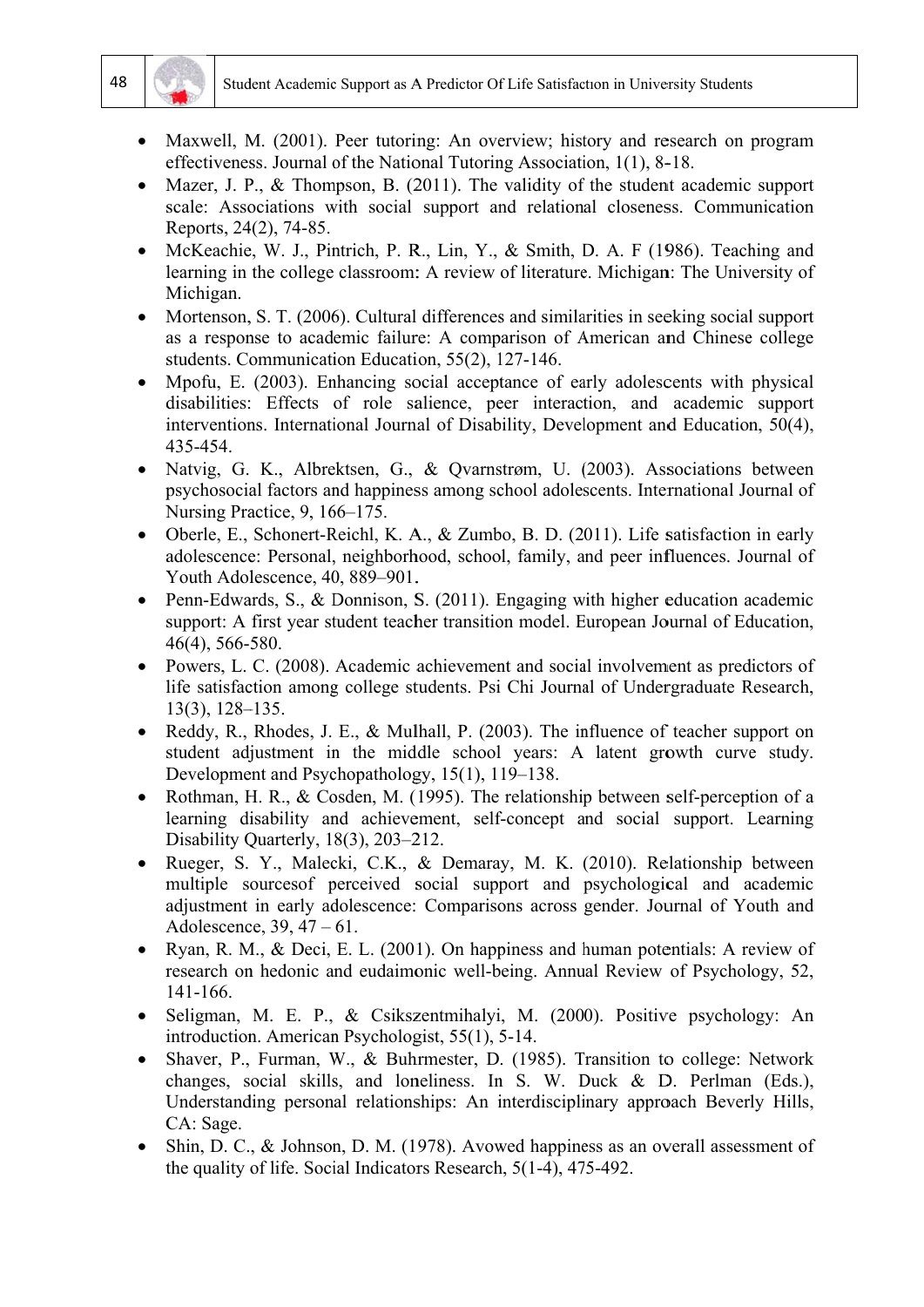- Maxwell, M. (2001). Peer tutoring: An overview; history and research on program effectiveness. Journal of the National Tutoring Association, 1(1), 8-18.
- Mazer, J. P., & Thompson, B. (2011). The validity of the student academic support scale: Associations with social support and relational closeness. Communication Reports, 24(2), 74-85.
- McKeachie, W. J., Pintrich, P. R., Lin, Y., & Smith, D. A. F (1986). Teaching and learning in the college classroom: A review of literature. Michigan: The University of Michigan.
- Mortenson, S. T. (2006). Cultural differences and similarities in seeking social support as a response to academic failure: A comparison of American and Chinese college students. Communication Education, 55(2), 127-146.
- Mpofu, E. (2003). Enhancing social acceptance of early adolescents with physical disabilities: Effects of role salience, peer interaction, and academic support interventions. International Journal of Disability, Development and Education, 50(4), 435-454.
- Natvig, G. K., Albrektsen, G., & Qvarnstrøm, U. (2003). Associations between psychosocial factors and happiness among school adolescents. International Journal of Nursing Practice, 9, 166–175.
- Oberle, E., Schonert-Reichl, K. A., & Zumbo, B. D. (2011). Life satisfaction in early adolescence: Personal, neighborhood, school, family, and peer influences. Journal of Youth Adolescence, 40, 889–901.
- Penn-Edwards, S., & Donnison, S. (2011). Engaging with higher education academic support: A first year student teacher transition model. European Journal of Education, 46(4), 566-580.
- Powers, L. C. (2008). Academic achievement and social involvement as predictors of life satisfaction among college students. Psi Chi Journal of Undergraduate Research, 13(3), 128–135.
- Reddy, R., Rhodes, J. E., & Mulhall, P. (2003). The influence of teacher support on student adjustment in the middle school years: A latent growth curve study. Development and Psychopathology, 15(1), 119–138.
- Rothman, H. R., & Cosden, M. (1995). The relationship between self-perception of a learning disability and achievement, self-concept and social support. Learning Disability Quarterly, 18(3), 203–212.
- Rueger, S. Y., Malecki, C.K., & Demaray, M. K. (2010). Relationship between multiple sourcesof perceived social support and psychological and academic adjustment in early adolescence: Comparisons across gender. Journal of Youth and Adolescence, 39, 47 – 61.
- Ryan, R. M., & Deci, E. L. (2001). On happiness and human potentials: A review of research on hedonic and eudaimonic well-being. Annual Review of Psychology, 52, 141-166.
- Seligman, M. E. P., & Csikszentmihalyi, M. (2000). Positive psychology: An introduction. American Psychologist, 55(1), 5-14.
- Shaver, P., Furman, W., & Buhrmester, D. (1985). Transition to college: Network changes, social skills, and loneliness. In S. W. Duck & D. Perlman (Eds.), Understanding personal relationships: An interdisciplinary approach Beverly Hills, CA: Sage.
- Shin, D. C., & Johnson, D. M. (1978). Avowed happiness as an overall assessment of the quality of life. Social Indicators Research, 5(1-4), 475-492.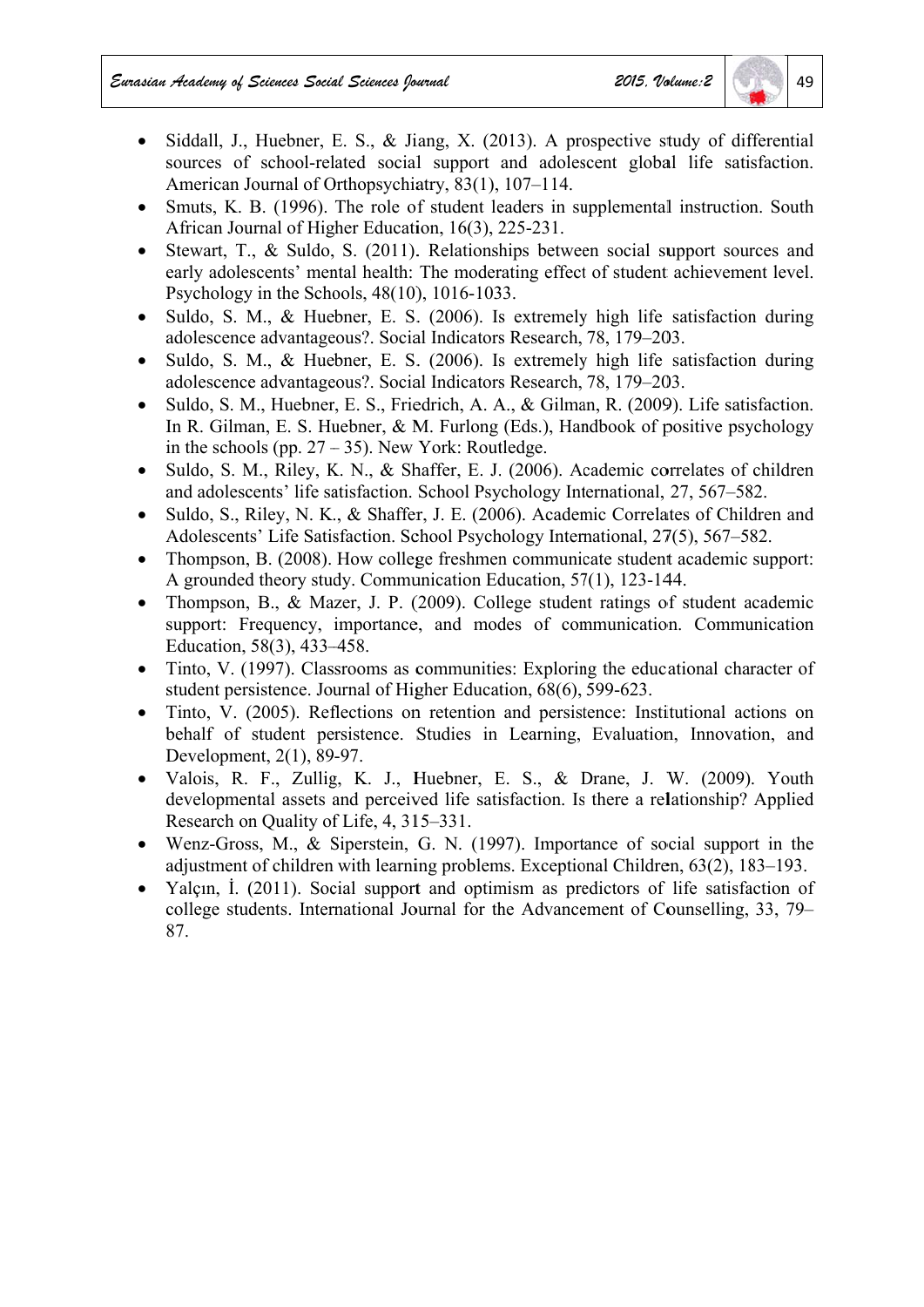- Siddall, J., Huebner, E. S., & Jiang, X. (2013). A prospective study of differential sources of school-related social support and adolescent global life satisfaction. American Journal of Orthopsychiatry, 83(1), 107–114.
- Smuts, K. B. (1996). The role of student leaders in supplemental instruction. South African Journal of Higher Education, 16(3), 225-231.
- Stewart, T., & Suldo, S. (2011). Relationships between social support sources and early adolescents' mental health: The moderating effect of student achievement level. Psychology in the Schools, 48(10), 1016-1033.
- Suldo, S. M., & Huebner, E. S. (2006). Is extremely high life satisfaction during adolescence advantageous?. Social Indicators Research, 78, 179–203.
- Suldo, S. M., & Huebner, E. S. (2006). Is extremely high life satisfaction during adolescence advantageous?. Social Indicators Research, 78, 179–203.
- Suldo, S. M., Huebner, E. S., Friedrich, A. A., & Gilman, R. (2009). Life satisfaction. In R. Gilman, E. S. Huebner, & M. Furlong (Eds.), Handbook of positive psychology in the schools (pp. 27 – 35). New York: Routledge.
- Suldo, S. M., Riley, K. N., & Shaffer, E. J. (2006). Academic correlates of children and adolescents' life satisfaction. School Psychology International, 27, 567–582.
- Suldo, S., Riley, N. K., & Shaffer, J. E. (2006). Academic Correlates of Children and Adolescents' Life Satisfaction. School Psychology International, 27(5), 567–582.
- Thompson, B. (2008). How college freshmen communicate student academic support: A grounded theory study. Communication Education, 57(1), 123-144.
- Thompson, B., & Mazer, J. P. (2009). College student ratings of student academic support: Frequency, importance, and modes of communication. Communication Education, 58(3), 433–458.
- Tinto, V. (1997). Classrooms as communities: Exploring the educational character of student persistence. Journal of Higher Education, 68(6), 599-623.
- Tinto, V. (2005). Reflections on retention and persistence: Institutional actions on behalf of student persistence. Studies in Learning, Evaluation, Innovation, and Development, 2(1), 89-97.
- Valois, R. F., Zullig, K. J., Huebner, E. S., & Drane, J. W. (2009). Youth developmental assets and perceived life satisfaction. Is there a relationship? Applied Research on Quality of Life, 4, 315–331.
- Wenz-Gross, M., & Siperstein, G. N. (1997). Importance of social support in the adjustment of children with learning problems. Exceptional Children, 63(2), 183–193.
- Yalçın, İ. (2011). Social support and optimism as predictors of life satisfaction of college students. International Journal for the Advancement of Counselling, 33, 79–87.